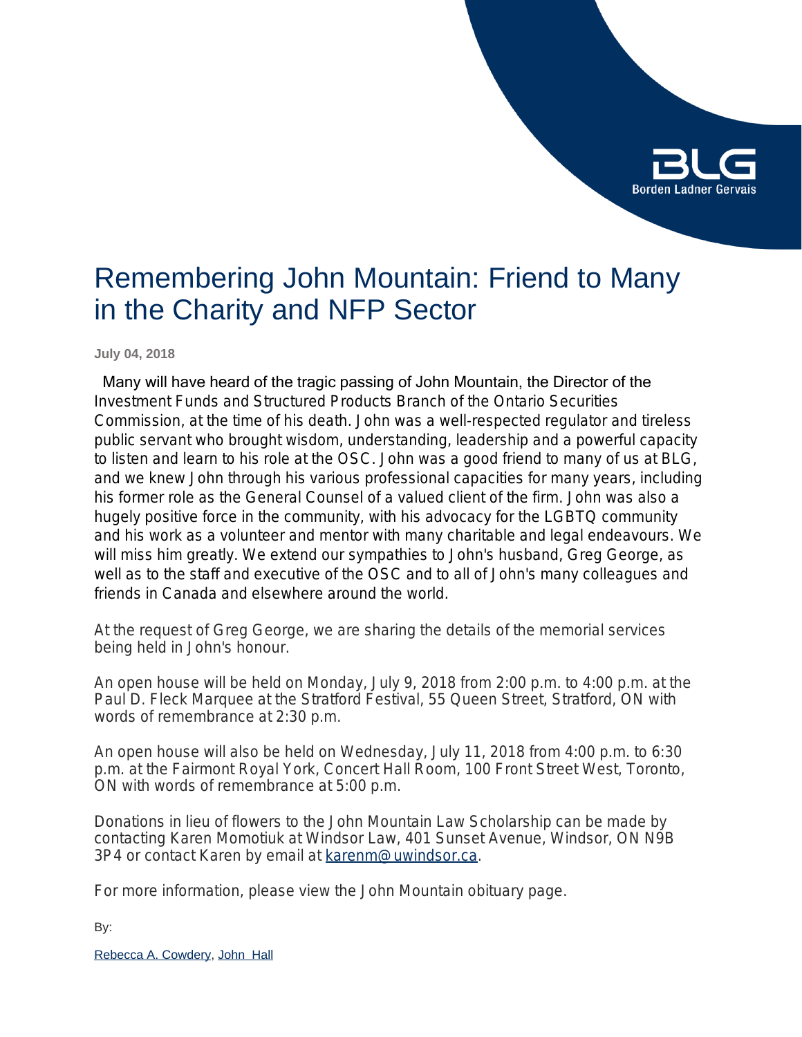Borden Ladner Gervais

# Remembering John Mountain: Friend to Many in the Charity and NFP Sector

**July 04, 2018**

Many will have heard of the tragic passing of John Mountain, the Director of the Investment Funds and Structured Products Branch of the Ontario Securities Commission, at the time of his death. John was a well-respected regulator and tireless public servant who brought wisdom, understanding, leadership and a powerful capacity to listen and learn to his role at the OSC. John was a good friend to many of us at BLG, and we knew John through his various professional capacities for many years, including his former role as the General Counsel of a valued client of the firm. John was also a hugely positive force in the community, with his advocacy for the LGBTQ community and his work as a volunteer and mentor with many charitable and legal endeavours. We will miss him greatly. We extend our sympathies to John's husband, Greg George, as well as to the staff and executive of the OSC and to all of John's many colleagues and friends in Canada and elsewhere around the world.

At the request of Greg George, we are sharing the details of the memorial services being held in John's honour.

An open house will be held on Monday, July 9, 2018 from 2:00 p.m. to 4:00 p.m. at the Paul D. Fleck Marquee at the Stratford Festival, 55 Queen Street, Stratford, ON with words of remembrance at 2:30 p.m.

An open house will also be held on Wednesday, July 11, 2018 from 4:00 p.m. to 6:30 p.m. at the Fairmont Royal York, Concert Hall Room, 100 Front Street West, Toronto, ON with words of remembrance at 5:00 p.m.

Donations in lieu of flowers to the John Mountain Law Scholarship can be made by contacting Karen Momotiuk at Windsor Law, 401 Sunset Avenue, Windsor, ON N9B 3P4 or contact Karen by email at karenm@uwindsor.ca.

For more information, please view the John Mountain obituary page.

By:

Rebecca A. Cowdery, John Hall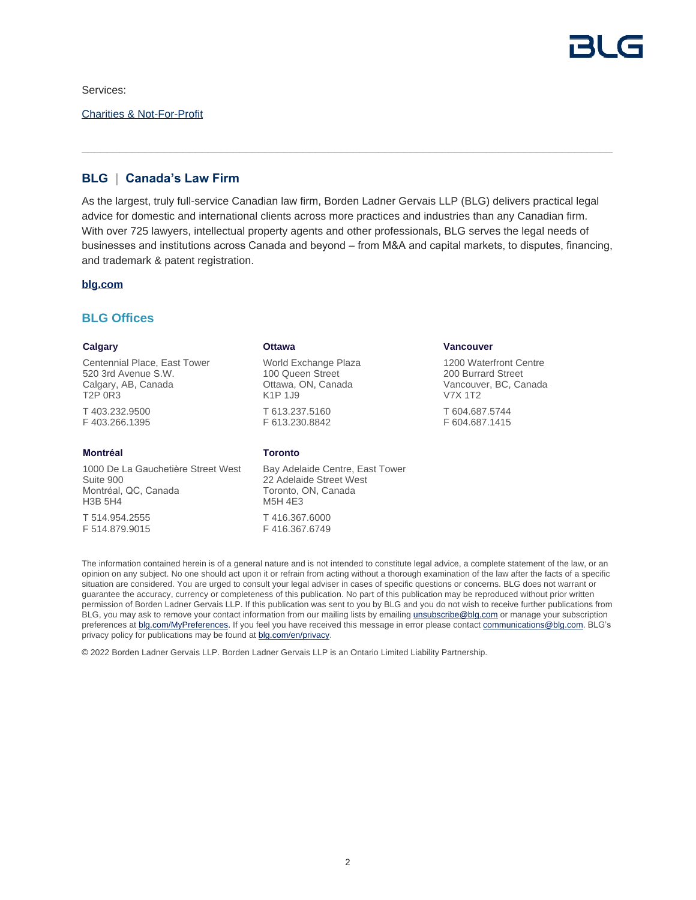Services:

[Charities & Not-For-Profit]

---

## BLG | Canada's Law Firm

As the largest, truly full-service Canadian law firm, Borden Ladner Gervais LLP (BLG) delivers practical legal advice for domestic and international clients across more practices and industries than any Canadian firm. With over 725 lawyers, intellectual property agents and other professionals, BLG serves the legal needs of businesses and institutions across Canada and beyond – from M&A and capital markets, to disputes, financing, and trademark & patent registration.

**blg.com**

## BLG Offices

**Calgary**

Centennial Place, East Tower
520 3rd Avenue S.W.
Calgary, AB, Canada
T2P 0R3

T 403.232.9500
F 403.266.1395

**Ottawa**

World Exchange Plaza
100 Queen Street
Ottawa, ON, Canada
K1P 1J9

T 613.237.5160
F 613.230.8842

**Vancouver**

1200 Waterfront Centre
200 Burrard Street
Vancouver, BC, Canada
V7X 1T2

T 604.687.5744
F 604.687.1415

**Montréal**

1000 De La Gauchetière Street West
Suite 900
Montréal, QC, Canada
H3B 5H4

T 514.954.2555
F 514.879.9015

**Toronto**

Bay Adelaide Centre, East Tower
22 Adelaide Street West
Toronto, ON, Canada
M5H 4E3

T 416.367.6000
F 416.367.6749

The information contained herein is of a general nature and is not intended to constitute legal advice, a complete statement of the law, or an opinion on any subject. No one should act upon it or refrain from acting without a thorough examination of the law after the facts of a specific situation are considered. You are urged to consult your legal adviser in cases of specific questions or concerns. BLG does not warrant or guarantee the accuracy, currency or completeness of this publication. No part of this publication may be reproduced without prior written permission of Borden Ladner Gervais LLP. If this publication was sent to you by BLG and you do not wish to receive further publications from BLG, you may ask to remove your contact information from our mailing lists by emailing unsubscribe@blg.com or manage your subscription preferences at blg.com/MyPreferences. If you feel you have received this message in error please contact communications@blg.com. BLG's privacy policy for publications may be found at blg.com/en/privacy.

© 2022 Borden Ladner Gervais LLP. Borden Ladner Gervais LLP is an Ontario Limited Liability Partnership.